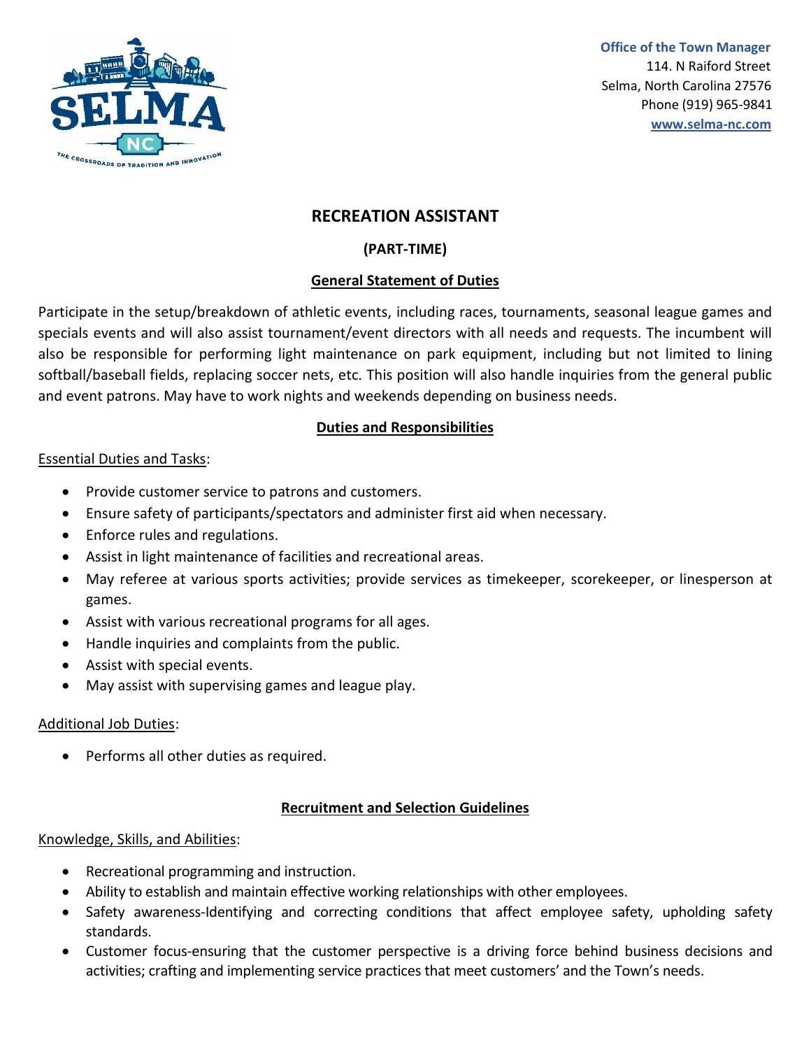Office of the Town Manager
114. N Raiford Street
Selma, North Carolina 27576
Phone (919) 965-9841
www.selma-nc.com

# RECREATION ASSISTANT

## (PART-TIME)

### General Statement of Duties

Participate in the setup/breakdown of athletic events, including races, tournaments, seasonal league games and specials events and will also assist tournament/event directors with all needs and requests. The incumbent will also be responsible for performing light maintenance on park equipment, including but not limited to lining softball/baseball fields, replacing soccer nets, etc. This position will also handle inquiries from the general public and event patrons. May have to work nights and weekends depending on business needs.

### Duties and Responsibilities

Essential Duties and Tasks:

- Provide customer service to patrons and customers.
- Ensure safety of participants/spectators and administer first aid when necessary.
- Enforce rules and regulations.
- Assist in light maintenance of facilities and recreational areas.
- May referee at various sports activities; provide services as timekeeper, scorekeeper, or linesperson at games.
- Assist with various recreational programs for all ages.
- Handle inquiries and complaints from the public.
- Assist with special events.
- May assist with supervising games and league play.

Additional Job Duties:

- Performs all other duties as required.

### Recruitment and Selection Guidelines

Knowledge, Skills, and Abilities:

- Recreational programming and instruction.
- Ability to establish and maintain effective working relationships with other employees.
- Safety awareness-Identifying and correcting conditions that affect employee safety, upholding safety standards.
- Customer focus-ensuring that the customer perspective is a driving force behind business decisions and activities; crafting and implementing service practices that meet customers' and the Town's needs.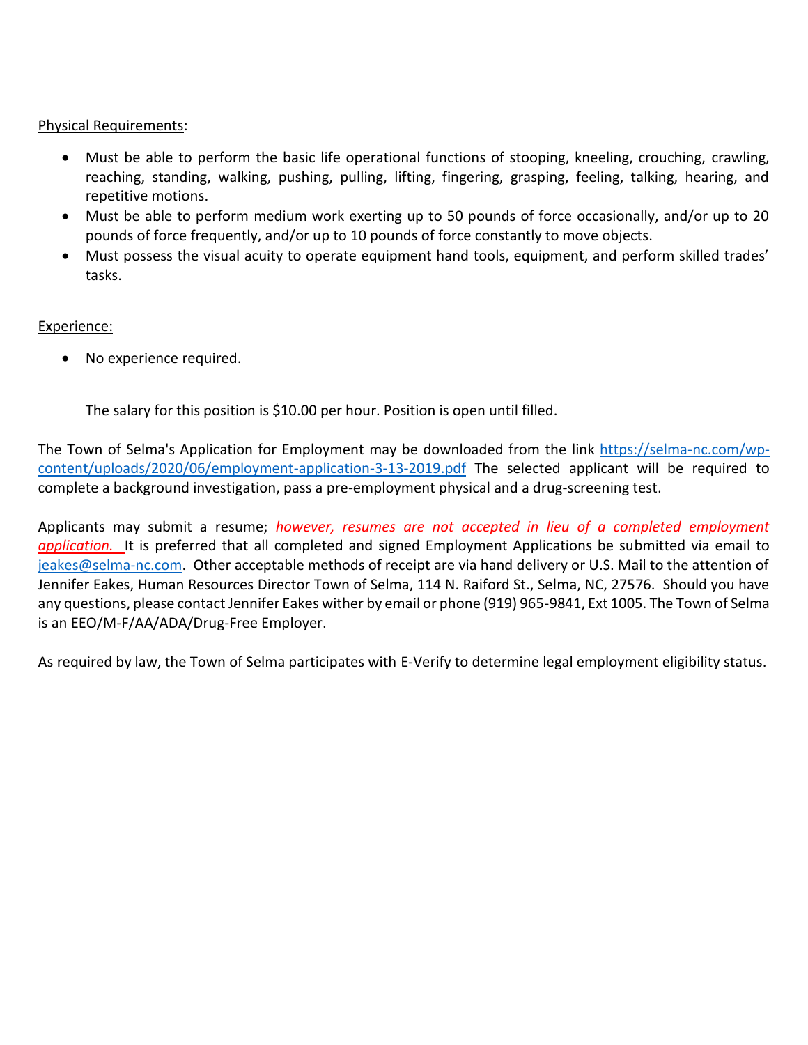Physical Requirements:

- Must be able to perform the basic life operational functions of stooping, kneeling, crouching, crawling, reaching, standing, walking, pushing, pulling, lifting, fingering, grasping, feeling, talking, hearing, and repetitive motions.
- Must be able to perform medium work exerting up to 50 pounds of force occasionally, and/or up to 20 pounds of force frequently, and/or up to 10 pounds of force constantly to move objects.
- Must possess the visual acuity to operate equipment hand tools, equipment, and perform skilled trades' tasks.

Experience:

- No experience required.

The salary for this position is $10.00 per hour. Position is open until filled.

The Town of Selma's Application for Employment may be downloaded from the link https://selma-nc.com/wp-content/uploads/2020/06/employment-application-3-13-2019.pdf The selected applicant will be required to complete a background investigation, pass a pre-employment physical and a drug-screening test.

Applicants may submit a resume; *however, resumes are not accepted in lieu of a completed employment application.* It is preferred that all completed and signed Employment Applications be submitted via email to jeakes@selma-nc.com. Other acceptable methods of receipt are via hand delivery or U.S. Mail to the attention of Jennifer Eakes, Human Resources Director Town of Selma, 114 N. Raiford St., Selma, NC, 27576. Should you have any questions, please contact Jennifer Eakes wither by email or phone (919) 965-9841, Ext 1005. The Town of Selma is an EEO/M-F/AA/ADA/Drug-Free Employer.

As required by law, the Town of Selma participates with E-Verify to determine legal employment eligibility status.